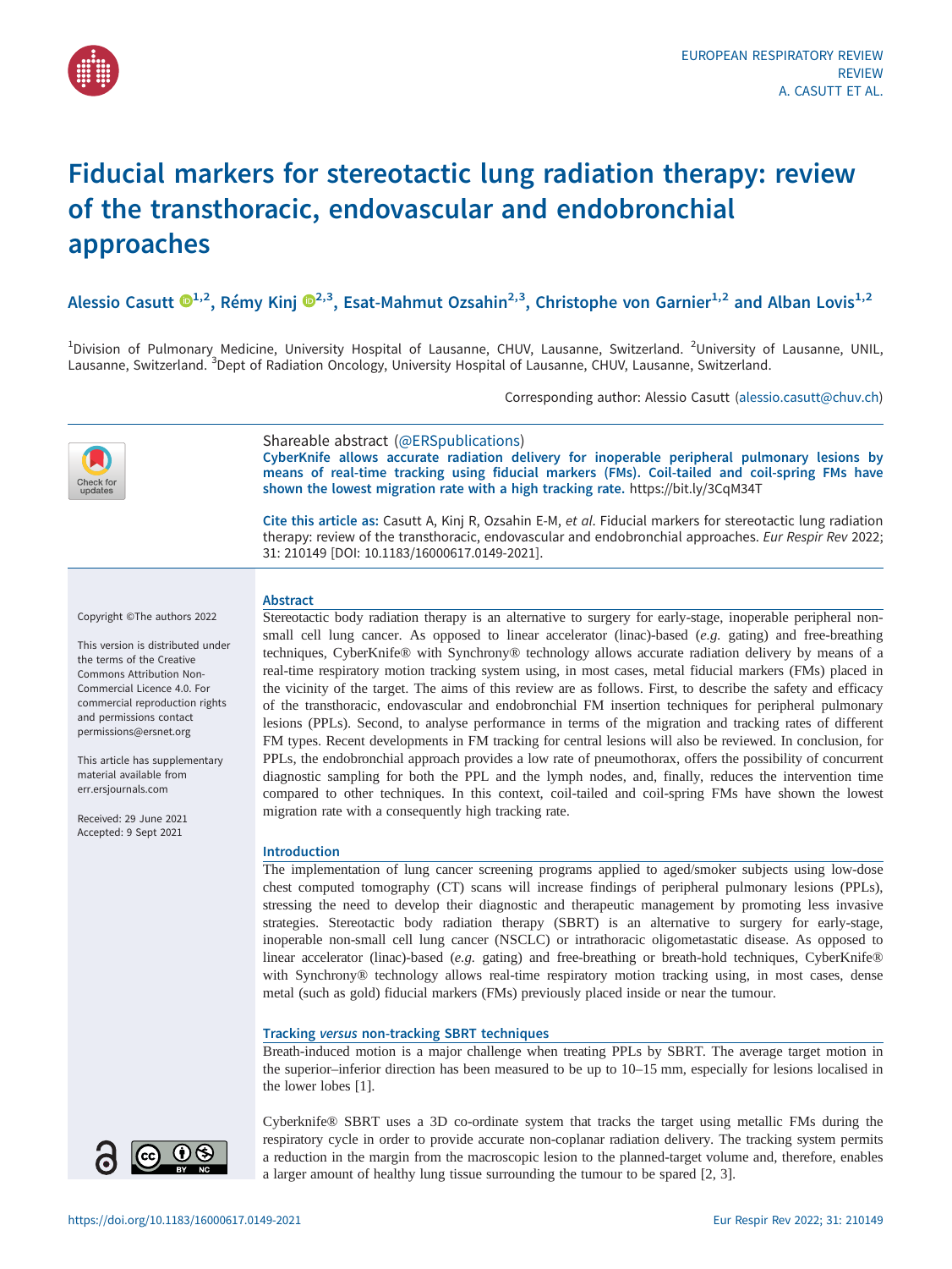# Fiducial markers for stereotactic lung radiation therapy: review of the transthoracic, endovascular and endobronchial approaches

Alessio Casutt[1,2], Rémy Kinj[2,3], Esat-Mahmut Ozsahin[2,3], Christophe von Garnier[1,2] and Alban Lovis[1,2]

[1]Division of Pulmonary Medicine, University Hospital of Lausanne, CHUV, Lausanne, Switzerland. [2]University of Lausanne, UNIL, Lausanne, Switzerland. [3]Dept of Radiation Oncology, University Hospital of Lausanne, CHUV, Lausanne, Switzerland.

Corresponding author: Alessio Casutt (alessio.casutt@chuv.ch)

Shareable abstract (@ERSpublications)
**CyberKnife allows accurate radiation delivery for inoperable peripheral pulmonary lesions by means of real-time tracking using fiducial markers (FMs). Coil-tailed and coil-spring FMs have shown the lowest migration rate with a high tracking rate.** https://bit.ly/3CqM34T

**Cite this article as:** Casutt A, Kinj R, Ozsahin E-M, *et al*. Fiducial markers for stereotactic lung radiation therapy: review of the transthoracic, endovascular and endobronchial approaches. *Eur Respir Rev* 2022; 31: 210149 [DOI: 10.1183/16000617.0149-2021].

Copyright ©The authors 2022

This version is distributed under the terms of the Creative Commons Attribution Non-Commercial Licence 4.0. For commercial reproduction rights and permissions contact permissions@ersnet.org

This article has supplementary material available from err.ersjournals.com

Received: 29 June 2021
Accepted: 9 Sept 2021

## Abstract

Stereotactic body radiation therapy is an alternative to surgery for early-stage, inoperable peripheral non-small cell lung cancer. As opposed to linear accelerator (linac)-based (*e.g.* gating) and free-breathing techniques, CyberKnife® with Synchrony® technology allows accurate radiation delivery by means of a real-time respiratory motion tracking system using, in most cases, metal fiducial markers (FMs) placed in the vicinity of the target. The aims of this review are as follows. First, to describe the safety and efficacy of the transthoracic, endovascular and endobronchial FM insertion techniques for peripheral pulmonary lesions (PPLs). Second, to analyse performance in terms of the migration and tracking rates of different FM types. Recent developments in FM tracking for central lesions will also be reviewed. In conclusion, for PPLs, the endobronchial approach provides a low rate of pneumothorax, offers the possibility of concurrent diagnostic sampling for both the PPL and the lymph nodes, and, finally, reduces the intervention time compared to other techniques. In this context, coil-tailed and coil-spring FMs have shown the lowest migration rate with a consequently high tracking rate.

## Introduction

The implementation of lung cancer screening programs applied to aged/smoker subjects using low-dose chest computed tomography (CT) scans will increase findings of peripheral pulmonary lesions (PPLs), stressing the need to develop their diagnostic and therapeutic management by promoting less invasive strategies. Stereotactic body radiation therapy (SBRT) is an alternative to surgery for early-stage, inoperable non-small cell lung cancer (NSCLC) or intrathoracic oligometastatic disease. As opposed to linear accelerator (linac)-based (*e.g.* gating) and free-breathing or breath-hold techniques, CyberKnife® with Synchrony® technology allows real-time respiratory motion tracking using, in most cases, dense metal (such as gold) fiducial markers (FMs) previously placed inside or near the tumour.

### Tracking *versus* non-tracking SBRT techniques

Breath-induced motion is a major challenge when treating PPLs by SBRT. The average target motion in the superior–inferior direction has been measured to be up to 10–15 mm, especially for lesions localised in the lower lobes [1].

Cyberknife® SBRT uses a 3D co-ordinate system that tracks the target using metallic FMs during the respiratory cycle in order to provide accurate non-coplanar radiation delivery. The tracking system permits a reduction in the margin from the macroscopic lesion to the planned-target volume and, therefore, enables a larger amount of healthy lung tissue surrounding the tumour to be spared [2, 3].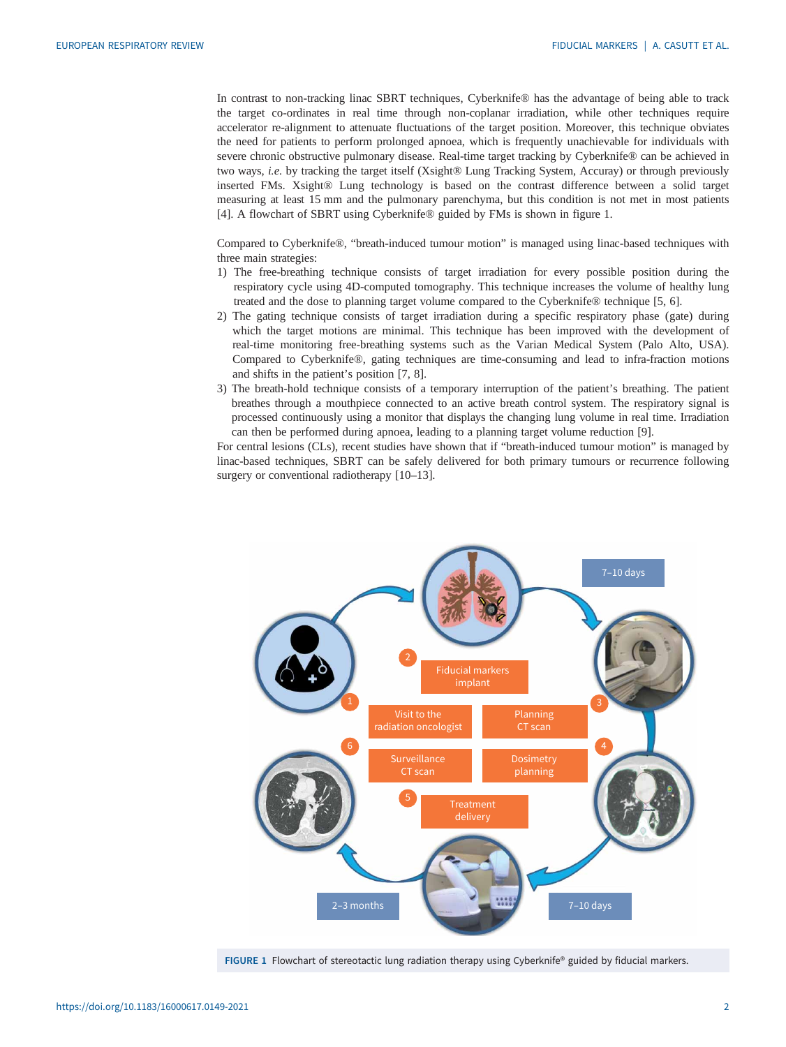In contrast to non-tracking linac SBRT techniques, Cyberknife® has the advantage of being able to track the target co-ordinates in real time through non-coplanar irradiation, while other techniques require accelerator re-alignment to attenuate fluctuations of the target position. Moreover, this technique obviates the need for patients to perform prolonged apnoea, which is frequently unachievable for individuals with severe chronic obstructive pulmonary disease. Real-time target tracking by Cyberknife® can be achieved in two ways, *i.e.* by tracking the target itself (Xsight® Lung Tracking System, Accuray) or through previously inserted FMs. Xsight® Lung technology is based on the contrast difference between a solid target measuring at least 15 mm and the pulmonary parenchyma, but this condition is not met in most patients [4]. A flowchart of SBRT using Cyberknife® guided by FMs is shown in figure 1.

Compared to Cyberknife®, "breath-induced tumour motion" is managed using linac-based techniques with three main strategies:

1) The free-breathing technique consists of target irradiation for every possible position during the respiratory cycle using 4D-computed tomography. This technique increases the volume of healthy lung treated and the dose to planning target volume compared to the Cyberknife® technique [5, 6].
2) The gating technique consists of target irradiation during a specific respiratory phase (gate) during which the target motions are minimal. This technique has been improved with the development of real-time monitoring free-breathing systems such as the Varian Medical System (Palo Alto, USA). Compared to Cyberknife®, gating techniques are time-consuming and lead to infra-fraction motions and shifts in the patient's position [7, 8].
3) The breath-hold technique consists of a temporary interruption of the patient's breathing. The patient breathes through a mouthpiece connected to an active breath control system. The respiratory signal is processed continuously using a monitor that displays the changing lung volume in real time. Irradiation can then be performed during apnoea, leading to a planning target volume reduction [9].

For central lesions (CLs), recent studies have shown that if "breath-induced tumour motion" is managed by linac-based techniques, SBRT can be safely delivered for both primary tumours or recurrence following surgery or conventional radiotherapy [10–13].

1 Visit to the radiation oncologist
2 Fiducial markers implant
3 Planning CT scan
4 Dosimetry planning
5 Treatment delivery
6 Surveillance CT scan

7–10 days
7–10 days
2–3 months

**FIGURE 1** Flowchart of stereotactic lung radiation therapy using Cyberknife® guided by fiducial markers.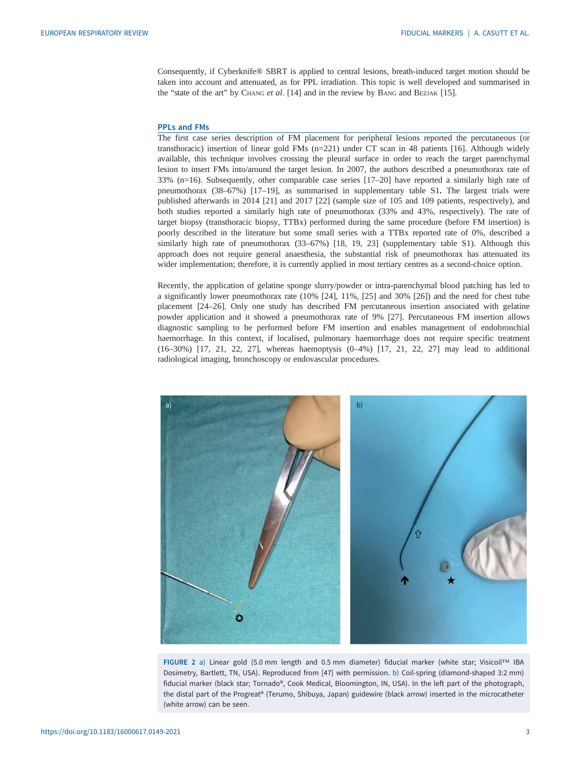Consequently, if Cyberknife® SBRT is applied to central lesions, breath-induced target motion should be taken into account and attenuated, as for PPL irradiation. This topic is well developed and summarised in the "state of the art" by Chang *et al*. [14] and in the review by Bang and Bezjak [15].

## PPLs and FMs

The first case series description of FM placement for peripheral lesions reported the percutaneous (or transthoracic) insertion of linear gold FMs (n=221) under CT scan in 48 patients [16]. Although widely available, this technique involves crossing the pleural surface in order to reach the target parenchymal lesion to insert FMs into/around the target lesion. In 2007, the authors described a pneumothorax rate of 33% (n=16). Subsequently, other comparable case series [17–20] have reported a similarly high rate of pneumothorax (38–67%) [17–19], as summarised in supplementary table S1**.** The largest trials were published afterwards in 2014 [21] and 2017 [22] (sample size of 105 and 109 patients, respectively), and both studies reported a similarly high rate of pneumothorax (33% and 43%, respectively). The rate of target biopsy (transthoracic biopsy, TTBx) performed during the same procedure (before FM insertion) is poorly described in the literature but some small series with a TTBx reported rate of 0%, described a similarly high rate of pneumothorax (33–67%) [18, 19, 23] (supplementary table S1). Although this approach does not require general anaesthesia, the substantial risk of pneumothorax has attenuated its wider implementation; therefore, it is currently applied in most tertiary centres as a second-choice option.

Recently, the application of gelatine sponge slurry/powder or intra-parenchymal blood patching has led to a significantly lower pneumothorax rate (10% [24], 11%, [25] and 30% [26]) and the need for chest tube placement [24–26]. Only one study has described FM percutaneous insertion associated with gelatine powder application and it showed a pneumothorax rate of 9% [27]. Percutaneous FM insertion allows diagnostic sampling to be performed before FM insertion and enables management of endobronchial haemorrhage. In this context, if localised, pulmonary haemorrhage does not require specific treatment (16–30%) [17, 21, 22, 27], whereas haemoptysis (0–4%) [17, 21, 22, 27] may lead to additional radiological imaging, bronchoscopy or endovascular procedures.

**FIGURE 2** a) Linear gold (5.0 mm length and 0.5 mm diameter) fiducial marker (white star; Visicoil™ IBA Dosimetry, Bartlett, TN, USA). Reproduced from [47] with permission. b) Coil-spring (diamond-shaped 3:2 mm) fiducial marker (black star; Tornado®, Cook Medical, Bloomington, IN, USA). In the left part of the photograph, the distal part of the Progreat® (Terumo, Shibuya, Japan) guidewire (black arrow) inserted in the microcatheter (white arrow) can be seen.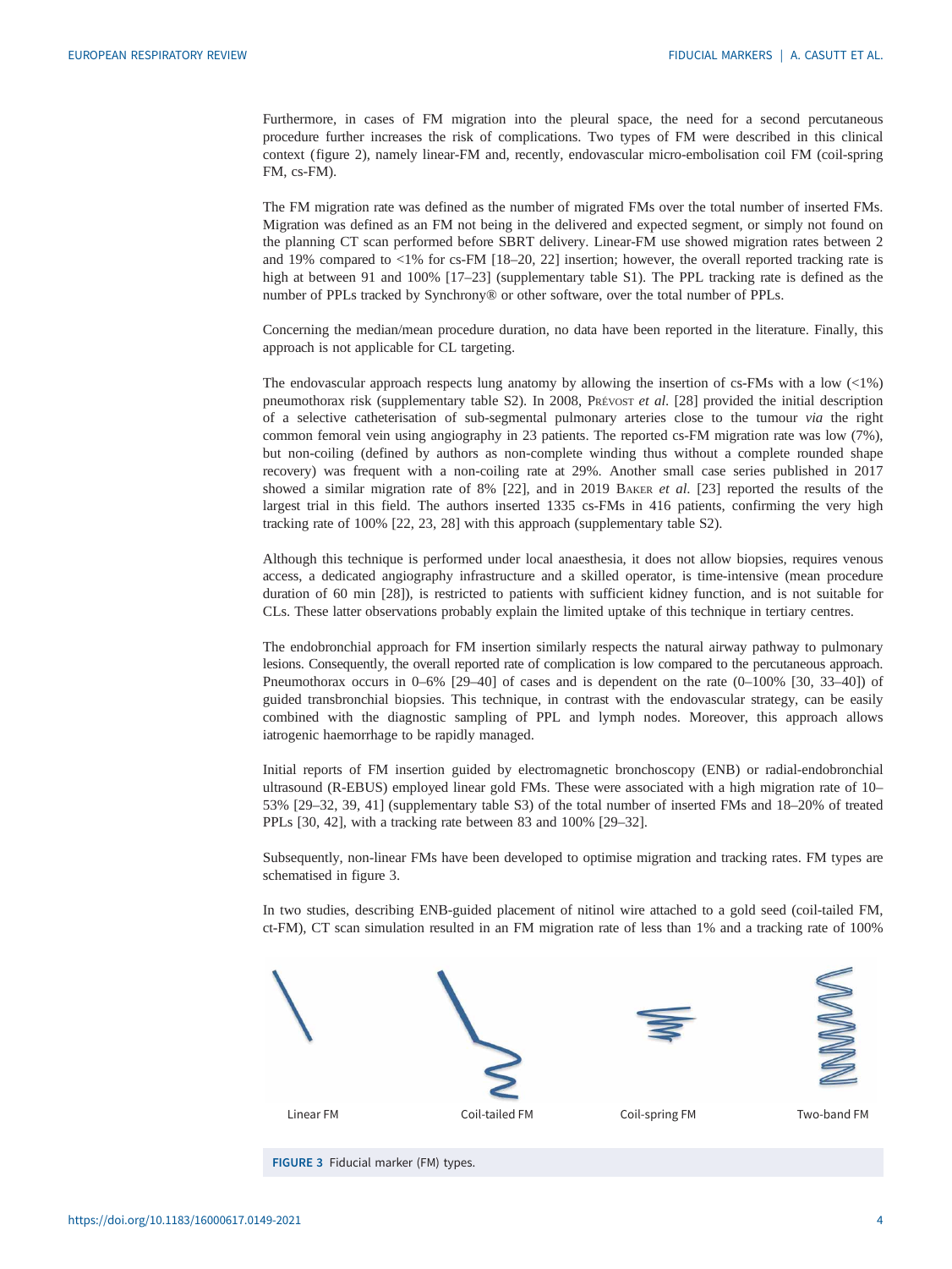Furthermore, in cases of FM migration into the pleural space, the need for a second percutaneous procedure further increases the risk of complications. Two types of FM were described in this clinical context (figure 2), namely linear-FM and, recently, endovascular micro-embolisation coil FM (coil-spring FM, cs-FM).

The FM migration rate was defined as the number of migrated FMs over the total number of inserted FMs. Migration was defined as an FM not being in the delivered and expected segment, or simply not found on the planning CT scan performed before SBRT delivery. Linear-FM use showed migration rates between 2 and 19% compared to <1% for cs-FM [18–20, 22] insertion; however, the overall reported tracking rate is high at between 91 and 100% [17–23] (supplementary table S1). The PPL tracking rate is defined as the number of PPLs tracked by Synchrony® or other software, over the total number of PPLs.

Concerning the median/mean procedure duration, no data have been reported in the literature. Finally, this approach is not applicable for CL targeting.

The endovascular approach respects lung anatomy by allowing the insertion of cs-FMs with a low (<1%) pneumothorax risk (supplementary table S2). In 2008, Prévost *et al.* [28] provided the initial description of a selective catheterisation of sub-segmental pulmonary arteries close to the tumour *via* the right common femoral vein using angiography in 23 patients. The reported cs-FM migration rate was low (7%), but non-coiling (defined by authors as non-complete winding thus without a complete rounded shape recovery) was frequent with a non-coiling rate at 29%. Another small case series published in 2017 showed a similar migration rate of 8% [22], and in 2019 Baker *et al.* [23] reported the results of the largest trial in this field. The authors inserted 1335 cs-FMs in 416 patients, confirming the very high tracking rate of 100% [22, 23, 28] with this approach (supplementary table S2).

Although this technique is performed under local anaesthesia, it does not allow biopsies, requires venous access, a dedicated angiography infrastructure and a skilled operator, is time-intensive (mean procedure duration of 60 min [28]), is restricted to patients with sufficient kidney function, and is not suitable for CLs. These latter observations probably explain the limited uptake of this technique in tertiary centres.

The endobronchial approach for FM insertion similarly respects the natural airway pathway to pulmonary lesions. Consequently, the overall reported rate of complication is low compared to the percutaneous approach. Pneumothorax occurs in 0–6% [29–40] of cases and is dependent on the rate (0–100% [30, 33–40]) of guided transbronchial biopsies. This technique, in contrast with the endovascular strategy, can be easily combined with the diagnostic sampling of PPL and lymph nodes. Moreover, this approach allows iatrogenic haemorrhage to be rapidly managed.

Initial reports of FM insertion guided by electromagnetic bronchoscopy (ENB) or radial-endobronchial ultrasound (R-EBUS) employed linear gold FMs. These were associated with a high migration rate of 10–53% [29–32, 39, 41] (supplementary table S3) of the total number of inserted FMs and 18–20% of treated PPLs [30, 42], with a tracking rate between 83 and 100% [29–32].

Subsequently, non-linear FMs have been developed to optimise migration and tracking rates. FM types are schematised in figure 3.

In two studies, describing ENB-guided placement of nitinol wire attached to a gold seed (coil-tailed FM, ct-FM), CT scan simulation resulted in an FM migration rate of less than 1% and a tracking rate of 100%

Linear FM | Coil-tailed FM | Coil-spring FM | Two-band FM

**FIGURE 3** Fiducial marker (FM) types.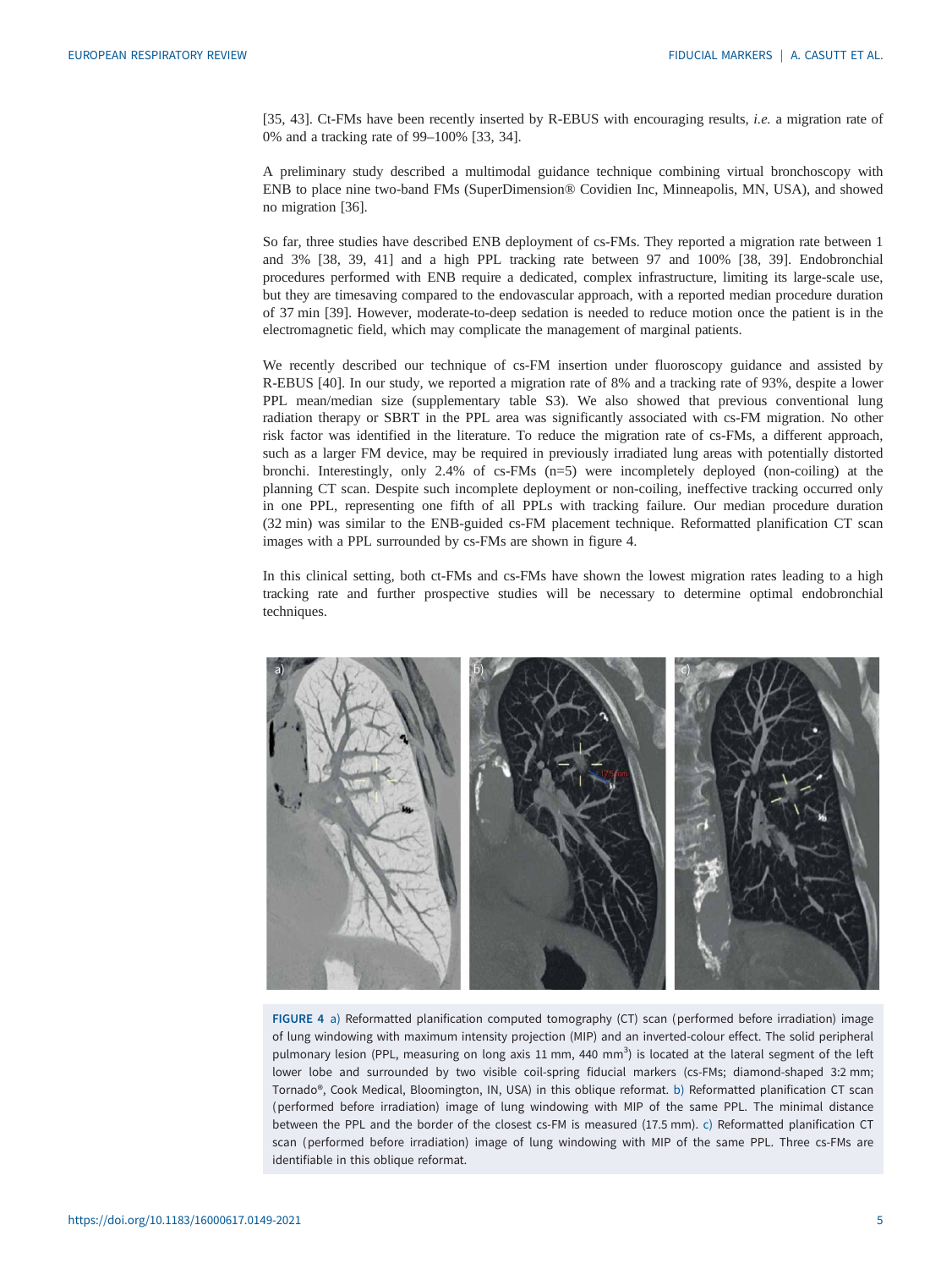[35, 43]. Ct-FMs have been recently inserted by R-EBUS with encouraging results, *i.e.* a migration rate of 0% and a tracking rate of 99–100% [33, 34].

A preliminary study described a multimodal guidance technique combining virtual bronchoscopy with ENB to place nine two-band FMs (SuperDimension® Covidien Inc, Minneapolis, MN, USA), and showed no migration [36].

So far, three studies have described ENB deployment of cs-FMs. They reported a migration rate between 1 and 3% [38, 39, 41] and a high PPL tracking rate between 97 and 100% [38, 39]. Endobronchial procedures performed with ENB require a dedicated, complex infrastructure, limiting its large-scale use, but they are timesaving compared to the endovascular approach, with a reported median procedure duration of 37 min [39]. However, moderate-to-deep sedation is needed to reduce motion once the patient is in the electromagnetic field, which may complicate the management of marginal patients.

We recently described our technique of cs-FM insertion under fluoroscopy guidance and assisted by R-EBUS [40]. In our study, we reported a migration rate of 8% and a tracking rate of 93%, despite a lower PPL mean/median size (supplementary table S3). We also showed that previous conventional lung radiation therapy or SBRT in the PPL area was significantly associated with cs-FM migration. No other risk factor was identified in the literature. To reduce the migration rate of cs-FMs, a different approach, such as a larger FM device, may be required in previously irradiated lung areas with potentially distorted bronchi. Interestingly, only 2.4% of cs-FMs (n=5) were incompletely deployed (non-coiling) at the planning CT scan. Despite such incomplete deployment or non-coiling, ineffective tracking occurred only in one PPL, representing one fifth of all PPLs with tracking failure. Our median procedure duration (32 min) was similar to the ENB-guided cs-FM placement technique. Reformatted planification CT scan images with a PPL surrounded by cs-FMs are shown in figure 4.

In this clinical setting, both ct-FMs and cs-FMs have shown the lowest migration rates leading to a high tracking rate and further prospective studies will be necessary to determine optimal endobronchial techniques.

FIGURE 4 a) Reformatted planification computed tomography (CT) scan (performed before irradiation) image of lung windowing with maximum intensity projection (MIP) and an inverted-colour effect. The solid peripheral pulmonary lesion (PPL, measuring on long axis 11 mm, 440 mm$^3$) is located at the lateral segment of the left lower lobe and surrounded by two visible coil-spring fiducial markers (cs-FMs; diamond-shaped 3:2 mm; Tornado®, Cook Medical, Bloomington, IN, USA) in this oblique reformat. b) Reformatted planification CT scan (performed before irradiation) image of lung windowing with MIP of the same PPL. The minimal distance between the PPL and the border of the closest cs-FM is measured (17.5 mm). c) Reformatted planification CT scan (performed before irradiation) image of lung windowing with MIP of the same PPL. Three cs-FMs are identifiable in this oblique reformat.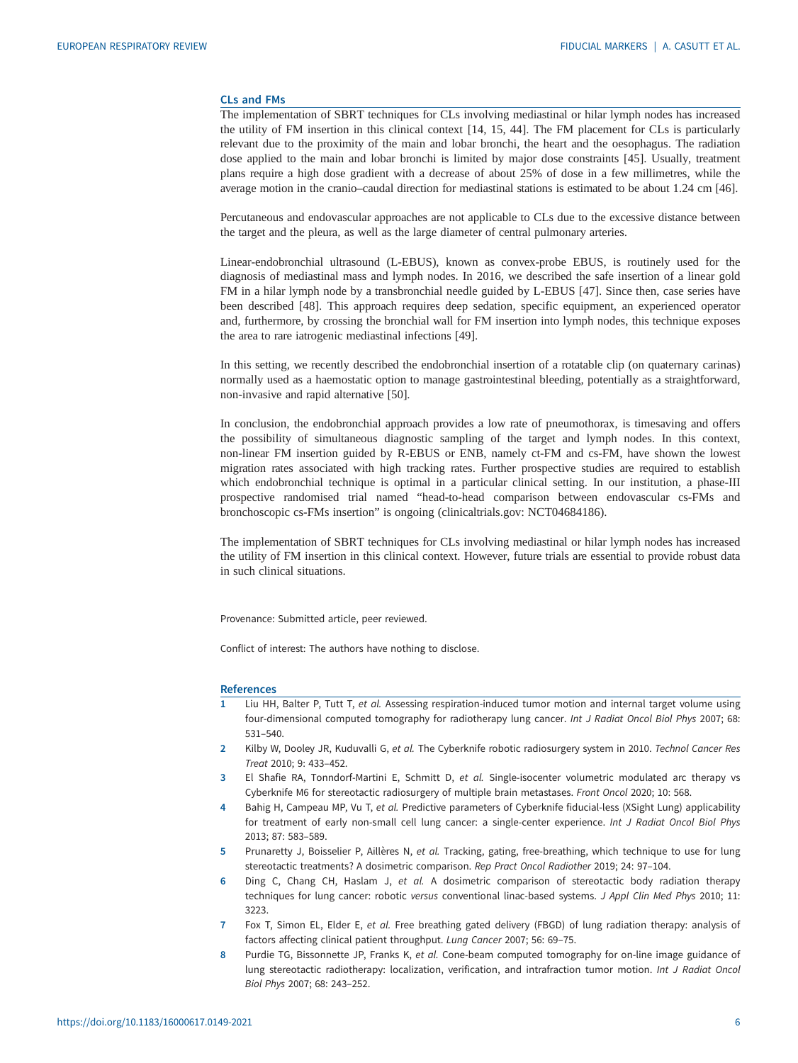### CLs and FMs

The implementation of SBRT techniques for CLs involving mediastinal or hilar lymph nodes has increased the utility of FM insertion in this clinical context [14, 15, 44]. The FM placement for CLs is particularly relevant due to the proximity of the main and lobar bronchi, the heart and the oesophagus. The radiation dose applied to the main and lobar bronchi is limited by major dose constraints [45]. Usually, treatment plans require a high dose gradient with a decrease of about 25% of dose in a few millimetres, while the average motion in the cranio–caudal direction for mediastinal stations is estimated to be about 1.24 cm [46].

Percutaneous and endovascular approaches are not applicable to CLs due to the excessive distance between the target and the pleura, as well as the large diameter of central pulmonary arteries.

Linear-endobronchial ultrasound (L-EBUS), known as convex-probe EBUS, is routinely used for the diagnosis of mediastinal mass and lymph nodes. In 2016, we described the safe insertion of a linear gold FM in a hilar lymph node by a transbronchial needle guided by L-EBUS [47]. Since then, case series have been described [48]. This approach requires deep sedation, specific equipment, an experienced operator and, furthermore, by crossing the bronchial wall for FM insertion into lymph nodes, this technique exposes the area to rare iatrogenic mediastinal infections [49].

In this setting, we recently described the endobronchial insertion of a rotatable clip (on quaternary carinas) normally used as a haemostatic option to manage gastrointestinal bleeding, potentially as a straightforward, non-invasive and rapid alternative [50].

In conclusion, the endobronchial approach provides a low rate of pneumothorax, is timesaving and offers the possibility of simultaneous diagnostic sampling of the target and lymph nodes. In this context, non-linear FM insertion guided by R-EBUS or ENB, namely ct-FM and cs-FM, have shown the lowest migration rates associated with high tracking rates. Further prospective studies are required to establish which endobronchial technique is optimal in a particular clinical setting. In our institution, a phase-III prospective randomised trial named "head-to-head comparison between endovascular cs-FMs and bronchoscopic cs-FMs insertion" is ongoing (clinicaltrials.gov: NCT04684186).

The implementation of SBRT techniques for CLs involving mediastinal or hilar lymph nodes has increased the utility of FM insertion in this clinical context. However, future trials are essential to provide robust data in such clinical situations.

Provenance: Submitted article, peer reviewed.

Conflict of interest: The authors have nothing to disclose.

### References

1. Liu HH, Balter P, Tutt T, *et al.* Assessing respiration-induced tumor motion and internal target volume using four-dimensional computed tomography for radiotherapy lung cancer. *Int J Radiat Oncol Biol Phys* 2007; 68: 531–540.
2. Kilby W, Dooley JR, Kuduvalli G, *et al.* The Cyberknife robotic radiosurgery system in 2010. *Technol Cancer Res Treat* 2010; 9: 433–452.
3. El Shafie RA, Tonndorf-Martini E, Schmitt D, *et al.* Single-isocenter volumetric modulated arc therapy vs Cyberknife M6 for stereotactic radiosurgery of multiple brain metastases. *Front Oncol* 2020; 10: 568.
4. Bahig H, Campeau MP, Vu T, *et al.* Predictive parameters of Cyberknife fiducial-less (XSight Lung) applicability for treatment of early non-small cell lung cancer: a single-center experience. *Int J Radiat Oncol Biol Phys* 2013; 87: 583–589.
5. Prunaretty J, Boisselier P, Aillères N, *et al.* Tracking, gating, free-breathing, which technique to use for lung stereotactic treatments? A dosimetric comparison. *Rep Pract Oncol Radiother* 2019; 24: 97–104.
6. Ding C, Chang CH, Haslam J, *et al.* A dosimetric comparison of stereotactic body radiation therapy techniques for lung cancer: robotic *versus* conventional linac-based systems. *J Appl Clin Med Phys* 2010; 11: 3223.
7. Fox T, Simon EL, Elder E, *et al.* Free breathing gated delivery (FBGD) of lung radiation therapy: analysis of factors affecting clinical patient throughput. *Lung Cancer* 2007; 56: 69–75.
8. Purdie TG, Bissonnette JP, Franks K, *et al.* Cone-beam computed tomography for on-line image guidance of lung stereotactic radiotherapy: localization, verification, and intrafraction tumor motion. *Int J Radiat Oncol Biol Phys* 2007; 68: 243–252.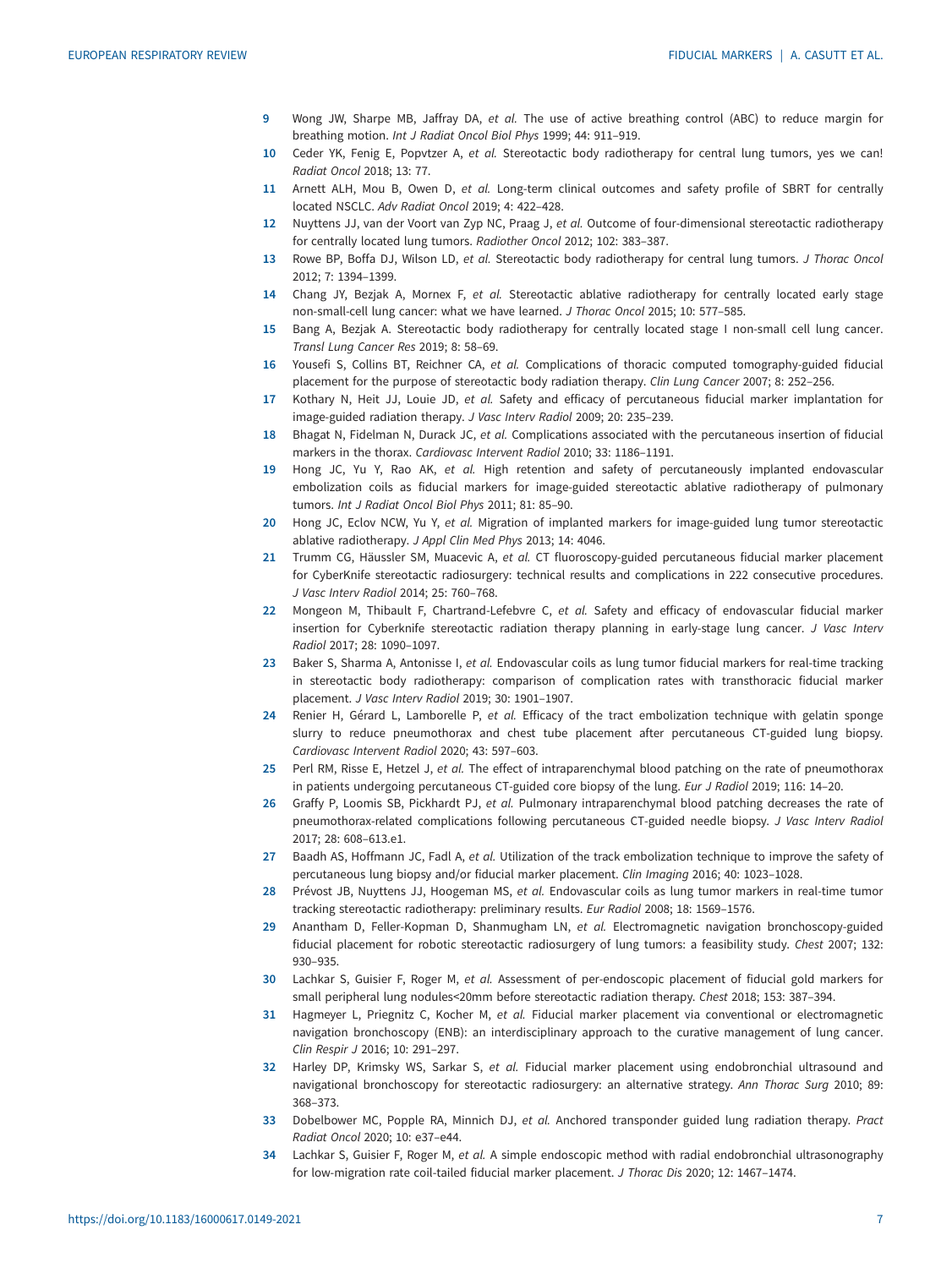9 Wong JW, Sharpe MB, Jaffray DA, *et al.* The use of active breathing control (ABC) to reduce margin for breathing motion. *Int J Radiat Oncol Biol Phys* 1999; 44: 911–919.

10 Ceder YK, Fenig E, Popvtzer A, *et al.* Stereotactic body radiotherapy for central lung tumors, yes we can! *Radiat Oncol* 2018; 13: 77.

11 Arnett ALH, Mou B, Owen D, *et al.* Long-term clinical outcomes and safety profile of SBRT for centrally located NSCLC. *Adv Radiat Oncol* 2019; 4: 422–428.

12 Nuyttens JJ, van der Voort van Zyp NC, Praag J, *et al.* Outcome of four-dimensional stereotactic radiotherapy for centrally located lung tumors. *Radiother Oncol* 2012; 102: 383–387.

13 Rowe BP, Boffa DJ, Wilson LD, *et al.* Stereotactic body radiotherapy for central lung tumors. *J Thorac Oncol* 2012; 7: 1394–1399.

14 Chang JY, Bezjak A, Mornex F, *et al.* Stereotactic ablative radiotherapy for centrally located early stage non-small-cell lung cancer: what we have learned. *J Thorac Oncol* 2015; 10: 577–585.

15 Bang A, Bezjak A. Stereotactic body radiotherapy for centrally located stage I non-small cell lung cancer. *Transl Lung Cancer Res* 2019; 8: 58–69.

16 Yousefi S, Collins BT, Reichner CA, *et al.* Complications of thoracic computed tomography-guided fiducial placement for the purpose of stereotactic body radiation therapy. *Clin Lung Cancer* 2007; 8: 252–256.

17 Kothary N, Heit JJ, Louie JD, *et al.* Safety and efficacy of percutaneous fiducial marker implantation for image-guided radiation therapy. *J Vasc Interv Radiol* 2009; 20: 235–239.

18 Bhagat N, Fidelman N, Durack JC, *et al.* Complications associated with the percutaneous insertion of fiducial markers in the thorax. *Cardiovasc Intervent Radiol* 2010; 33: 1186–1191.

19 Hong JC, Yu Y, Rao AK, *et al.* High retention and safety of percutaneously implanted endovascular embolization coils as fiducial markers for image-guided stereotactic ablative radiotherapy of pulmonary tumors. *Int J Radiat Oncol Biol Phys* 2011; 81: 85–90.

20 Hong JC, Eclov NCW, Yu Y, *et al.* Migration of implanted markers for image-guided lung tumor stereotactic ablative radiotherapy. *J Appl Clin Med Phys* 2013; 14: 4046.

21 Trumm CG, Häussler SM, Muacevic A, *et al.* CT fluoroscopy-guided percutaneous fiducial marker placement for CyberKnife stereotactic radiosurgery: technical results and complications in 222 consecutive procedures. *J Vasc Interv Radiol* 2014; 25: 760–768.

22 Mongeon M, Thibault F, Chartrand-Lefebvre C, *et al.* Safety and efficacy of endovascular fiducial marker insertion for Cyberknife stereotactic radiation therapy planning in early-stage lung cancer. *J Vasc Interv Radiol* 2017; 28: 1090–1097.

23 Baker S, Sharma A, Antonisse I, *et al.* Endovascular coils as lung tumor fiducial markers for real-time tracking in stereotactic body radiotherapy: comparison of complication rates with transthoracic fiducial marker placement. *J Vasc Interv Radiol* 2019; 30: 1901–1907.

24 Renier H, Gérard L, Lamborelle P, *et al.* Efficacy of the tract embolization technique with gelatin sponge slurry to reduce pneumothorax and chest tube placement after percutaneous CT-guided lung biopsy. *Cardiovasc Intervent Radiol* 2020; 43: 597–603.

25 Perl RM, Risse E, Hetzel J, *et al.* The effect of intraparenchymal blood patching on the rate of pneumothorax in patients undergoing percutaneous CT-guided core biopsy of the lung. *Eur J Radiol* 2019; 116: 14–20.

26 Graffy P, Loomis SB, Pickhardt PJ, *et al.* Pulmonary intraparenchymal blood patching decreases the rate of pneumothorax-related complications following percutaneous CT-guided needle biopsy. *J Vasc Interv Radiol* 2017; 28: 608–613.e1.

27 Baadh AS, Hoffmann JC, Fadl A, *et al.* Utilization of the track embolization technique to improve the safety of percutaneous lung biopsy and/or fiducial marker placement. *Clin Imaging* 2016; 40: 1023–1028.

28 Prévost JB, Nuyttens JJ, Hoogeman MS, *et al.* Endovascular coils as lung tumor markers in real-time tumor tracking stereotactic radiotherapy: preliminary results. *Eur Radiol* 2008; 18: 1569–1576.

29 Anantham D, Feller-Kopman D, Shanmugham LN, *et al.* Electromagnetic navigation bronchoscopy-guided fiducial placement for robotic stereotactic radiosurgery of lung tumors: a feasibility study. *Chest* 2007; 132: 930–935.

30 Lachkar S, Guisier F, Roger M, *et al.* Assessment of per-endoscopic placement of fiducial gold markers for small peripheral lung nodules<20mm before stereotactic radiation therapy. *Chest* 2018; 153: 387–394.

31 Hagmeyer L, Priegnitz C, Kocher M, *et al.* Fiducial marker placement via conventional or electromagnetic navigation bronchoscopy (ENB): an interdisciplinary approach to the curative management of lung cancer. *Clin Respir J* 2016; 10: 291–297.

32 Harley DP, Krimsky WS, Sarkar S, *et al.* Fiducial marker placement using endobronchial ultrasound and navigational bronchoscopy for stereotactic radiosurgery: an alternative strategy. *Ann Thorac Surg* 2010; 89: 368–373.

33 Dobelbower MC, Popple RA, Minnich DJ, *et al.* Anchored transponder guided lung radiation therapy. *Pract Radiat Oncol* 2020; 10: e37–e44.

34 Lachkar S, Guisier F, Roger M, *et al.* A simple endoscopic method with radial endobronchial ultrasonography for low-migration rate coil-tailed fiducial marker placement. *J Thorac Dis* 2020; 12: 1467–1474.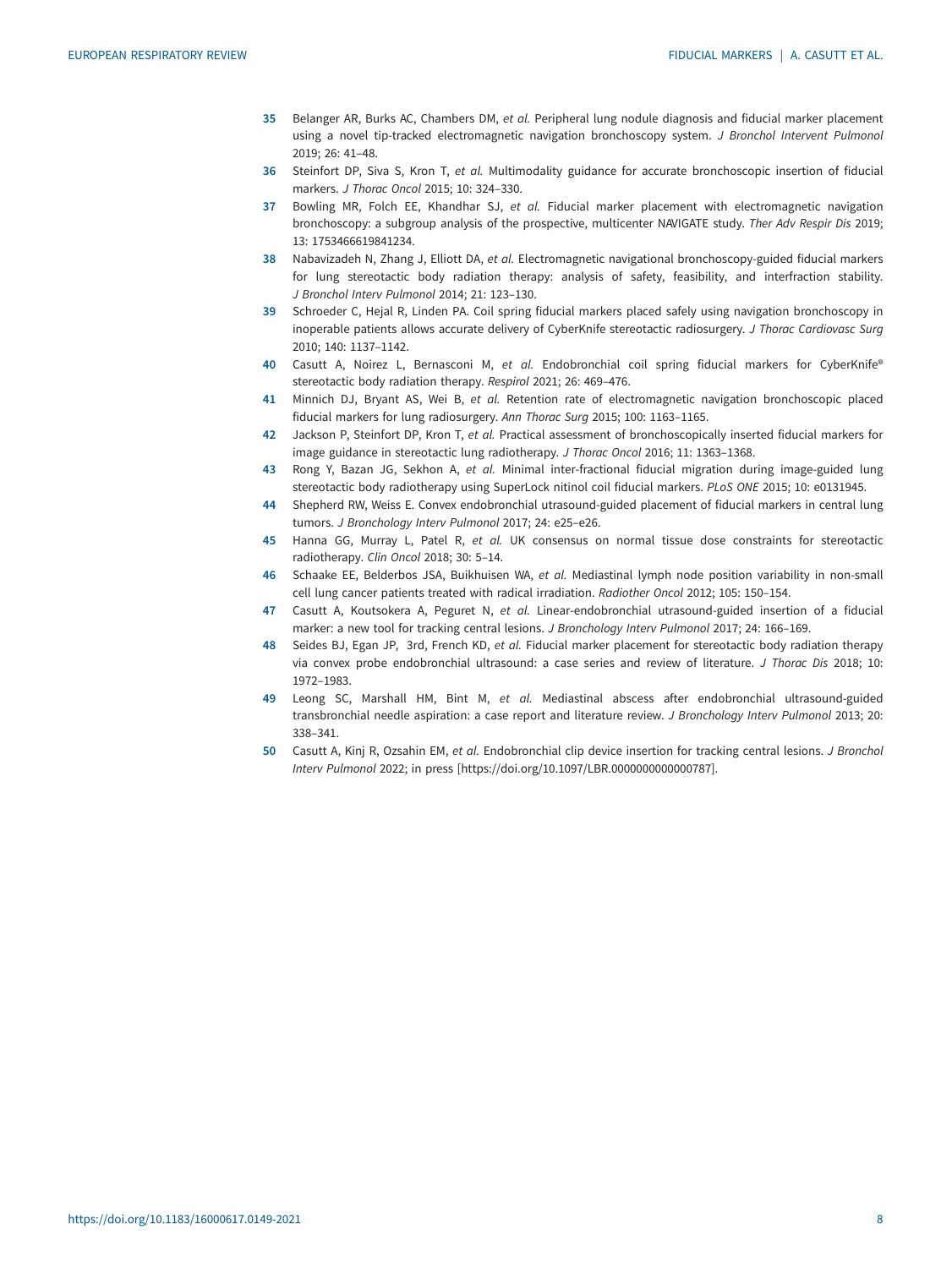35 Belanger AR, Burks AC, Chambers DM, *et al.* Peripheral lung nodule diagnosis and fiducial marker placement using a novel tip-tracked electromagnetic navigation bronchoscopy system. *J Bronchol Intervent Pulmonol* 2019; 26: 41–48.

36 Steinfort DP, Siva S, Kron T, *et al.* Multimodality guidance for accurate bronchoscopic insertion of fiducial markers. *J Thorac Oncol* 2015; 10: 324–330.

37 Bowling MR, Folch EE, Khandhar SJ, *et al.* Fiducial marker placement with electromagnetic navigation bronchoscopy: a subgroup analysis of the prospective, multicenter NAVIGATE study. *Ther Adv Respir Dis* 2019; 13: 1753466619841234.

38 Nabavizadeh N, Zhang J, Elliott DA, *et al.* Electromagnetic navigational bronchoscopy-guided fiducial markers for lung stereotactic body radiation therapy: analysis of safety, feasibility, and interfraction stability. *J Bronchol Interv Pulmonol* 2014; 21: 123–130.

39 Schroeder C, Hejal R, Linden PA. Coil spring fiducial markers placed safely using navigation bronchoscopy in inoperable patients allows accurate delivery of CyberKnife stereotactic radiosurgery. *J Thorac Cardiovasc Surg* 2010; 140: 1137–1142.

40 Casutt A, Noirez L, Bernasconi M, *et al.* Endobronchial coil spring fiducial markers for CyberKnife® stereotactic body radiation therapy. *Respirol* 2021; 26: 469–476.

41 Minnich DJ, Bryant AS, Wei B, *et al.* Retention rate of electromagnetic navigation bronchoscopic placed fiducial markers for lung radiosurgery. *Ann Thorac Surg* 2015; 100: 1163–1165.

42 Jackson P, Steinfort DP, Kron T, *et al.* Practical assessment of bronchoscopically inserted fiducial markers for image guidance in stereotactic lung radiotherapy. *J Thorac Oncol* 2016; 11: 1363–1368.

43 Rong Y, Bazan JG, Sekhon A, *et al.* Minimal inter-fractional fiducial migration during image-guided lung stereotactic body radiotherapy using SuperLock nitinol coil fiducial markers. *PLoS ONE* 2015; 10: e0131945.

44 Shepherd RW, Weiss E. Convex endobronchial utrasound-guided placement of fiducial markers in central lung tumors. *J Bronchology Interv Pulmonol* 2017; 24: e25–e26.

45 Hanna GG, Murray L, Patel R, *et al.* UK consensus on normal tissue dose constraints for stereotactic radiotherapy. *Clin Oncol* 2018; 30: 5–14.

46 Schaake EE, Belderbos JSA, Buikhuisen WA, *et al.* Mediastinal lymph node position variability in non-small cell lung cancer patients treated with radical irradiation. *Radiother Oncol* 2012; 105: 150–154.

47 Casutt A, Koutsokera A, Peguret N, *et al.* Linear-endobronchial utrasound-guided insertion of a fiducial marker: a new tool for tracking central lesions. *J Bronchology Interv Pulmonol* 2017; 24: 166–169.

48 Seides BJ, Egan JP, 3rd, French KD, *et al.* Fiducial marker placement for stereotactic body radiation therapy via convex probe endobronchial ultrasound: a case series and review of literature. *J Thorac Dis* 2018; 10: 1972–1983.

49 Leong SC, Marshall HM, Bint M, *et al.* Mediastinal abscess after endobronchial ultrasound-guided transbronchial needle aspiration: a case report and literature review. *J Bronchology Interv Pulmonol* 2013; 20: 338–341.

50 Casutt A, Kinj R, Ozsahin EM, *et al.* Endobronchial clip device insertion for tracking central lesions. *J Bronchol Interv Pulmonol* 2022; in press [https://doi.org/10.1097/LBR.0000000000000787].